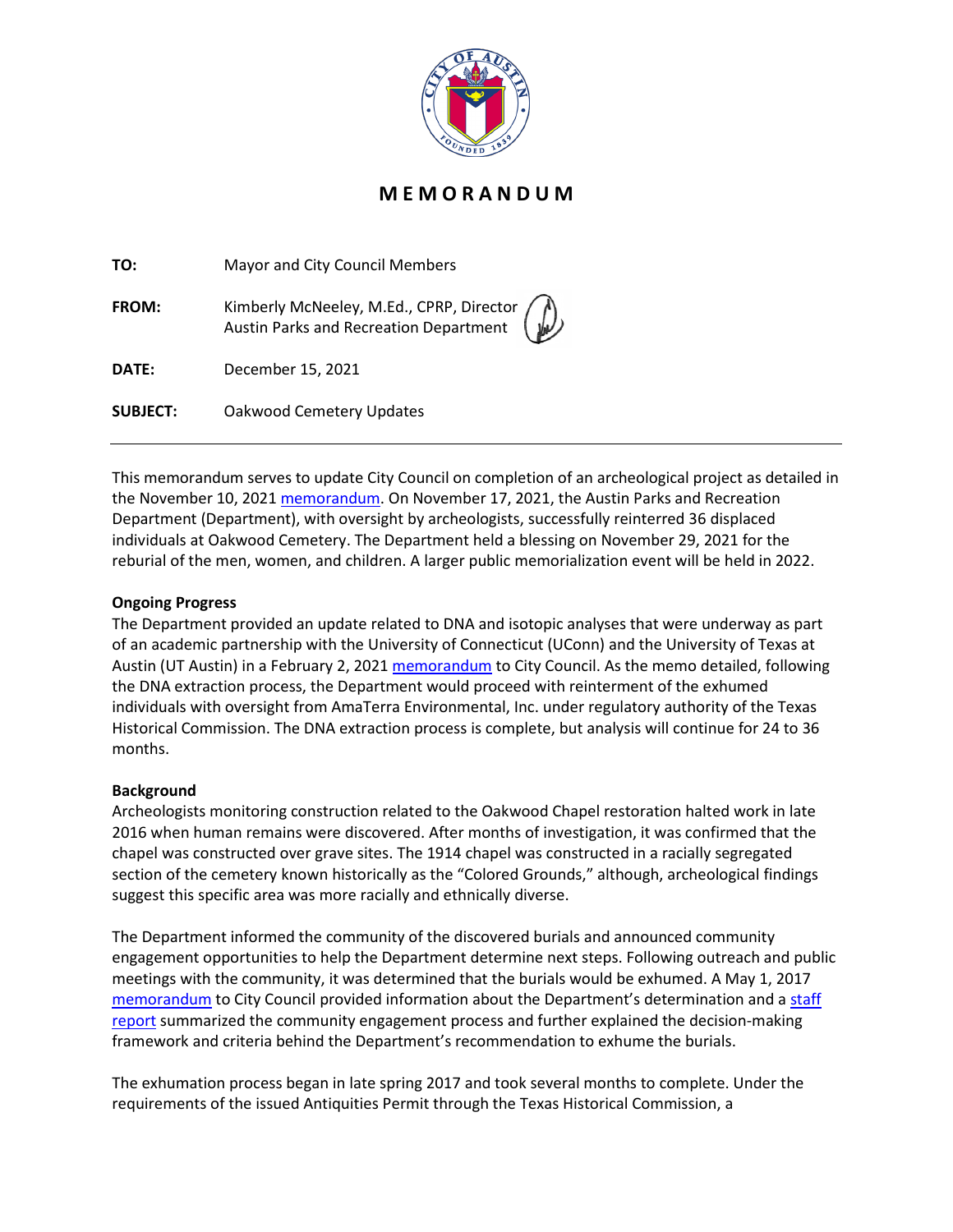# MEMORANDUM

**TO:** Mayor and City Council Members

**FROM:** Kimberly McNeeley, M.Ed., CPRP, Director
Austin Parks and Recreation Department

**DATE:** December 15, 2021

**SUBJECT:** Oakwood Cemetery Updates

---

This memorandum serves to update City Council on completion of an archeological project as detailed in the November 10, 2021 memorandum. On November 17, 2021, the Austin Parks and Recreation Department (Department), with oversight by archeologists, successfully reinterred 36 displaced individuals at Oakwood Cemetery. The Department held a blessing on November 29, 2021 for the reburial of the men, women, and children. A larger public memorialization event will be held in 2022.

**Ongoing Progress**
The Department provided an update related to DNA and isotopic analyses that were underway as part of an academic partnership with the University of Connecticut (UConn) and the University of Texas at Austin (UT Austin) in a February 2, 2021 memorandum to City Council. As the memo detailed, following the DNA extraction process, the Department would proceed with reinterment of the exhumed individuals with oversight from AmaTerra Environmental, Inc. under regulatory authority of the Texas Historical Commission. The DNA extraction process is complete, but analysis will continue for 24 to 36 months.

**Background**
Archeologists monitoring construction related to the Oakwood Chapel restoration halted work in late 2016 when human remains were discovered. After months of investigation, it was confirmed that the chapel was constructed over grave sites. The 1914 chapel was constructed in a racially segregated section of the cemetery known historically as the "Colored Grounds," although, archeological findings suggest this specific area was more racially and ethnically diverse.

The Department informed the community of the discovered burials and announced community engagement opportunities to help the Department determine next steps. Following outreach and public meetings with the community, it was determined that the burials would be exhumed. A May 1, 2017 memorandum to City Council provided information about the Department's determination and a staff report summarized the community engagement process and further explained the decision-making framework and criteria behind the Department's recommendation to exhume the burials.

The exhumation process began in late spring 2017 and took several months to complete. Under the requirements of the issued Antiquities Permit through the Texas Historical Commission, a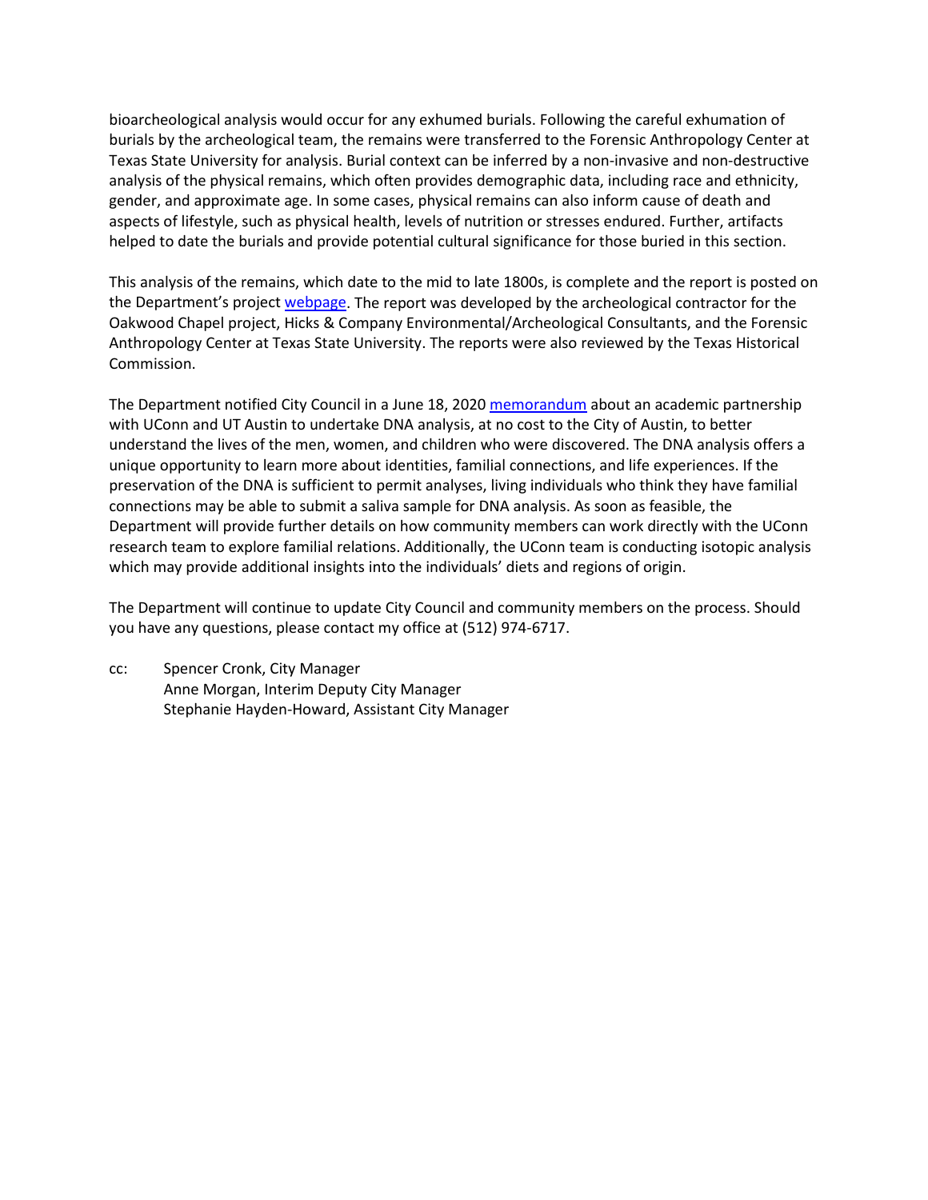bioarcheological analysis would occur for any exhumed burials. Following the careful exhumation of burials by the archeological team, the remains were transferred to the Forensic Anthropology Center at Texas State University for analysis. Burial context can be inferred by a non-invasive and non-destructive analysis of the physical remains, which often provides demographic data, including race and ethnicity, gender, and approximate age. In some cases, physical remains can also inform cause of death and aspects of lifestyle, such as physical health, levels of nutrition or stresses endured. Further, artifacts helped to date the burials and provide potential cultural significance for those buried in this section.

This analysis of the remains, which date to the mid to late 1800s, is complete and the report is posted on the Department's project webpage. The report was developed by the archeological contractor for the Oakwood Chapel project, Hicks & Company Environmental/Archeological Consultants, and the Forensic Anthropology Center at Texas State University. The reports were also reviewed by the Texas Historical Commission.

The Department notified City Council in a June 18, 2020 memorandum about an academic partnership with UConn and UT Austin to undertake DNA analysis, at no cost to the City of Austin, to better understand the lives of the men, women, and children who were discovered. The DNA analysis offers a unique opportunity to learn more about identities, familial connections, and life experiences. If the preservation of the DNA is sufficient to permit analyses, living individuals who think they have familial connections may be able to submit a saliva sample for DNA analysis. As soon as feasible, the Department will provide further details on how community members can work directly with the UConn research team to explore familial relations. Additionally, the UConn team is conducting isotopic analysis which may provide additional insights into the individuals' diets and regions of origin.

The Department will continue to update City Council and community members on the process. Should you have any questions, please contact my office at (512) 974-6717.

cc: Spencer Cronk, City Manager
Anne Morgan, Interim Deputy City Manager
Stephanie Hayden-Howard, Assistant City Manager